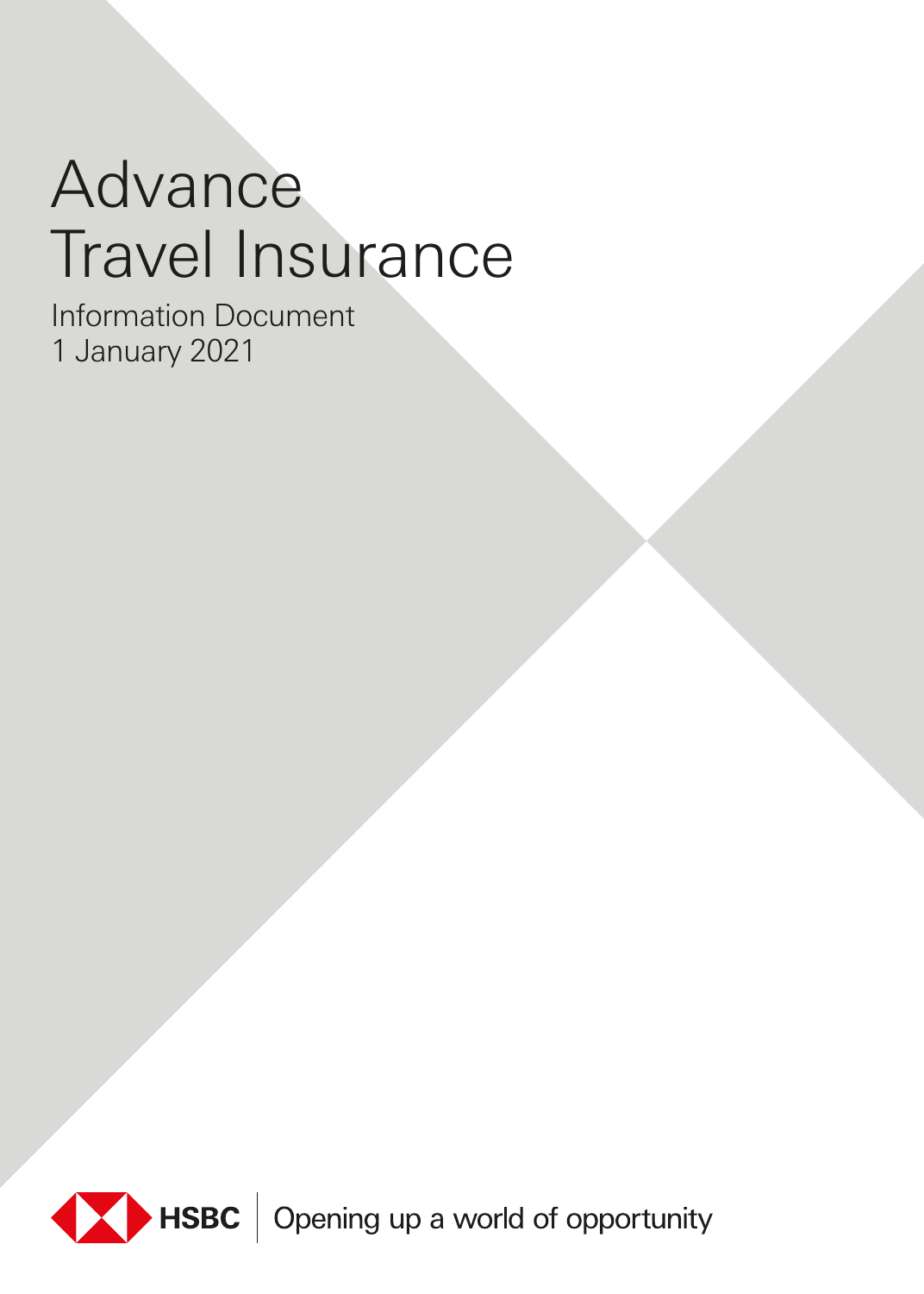# Advance Travel Insurance

Information Document
1 January 2021

HSBC | Opening up a world of opportunity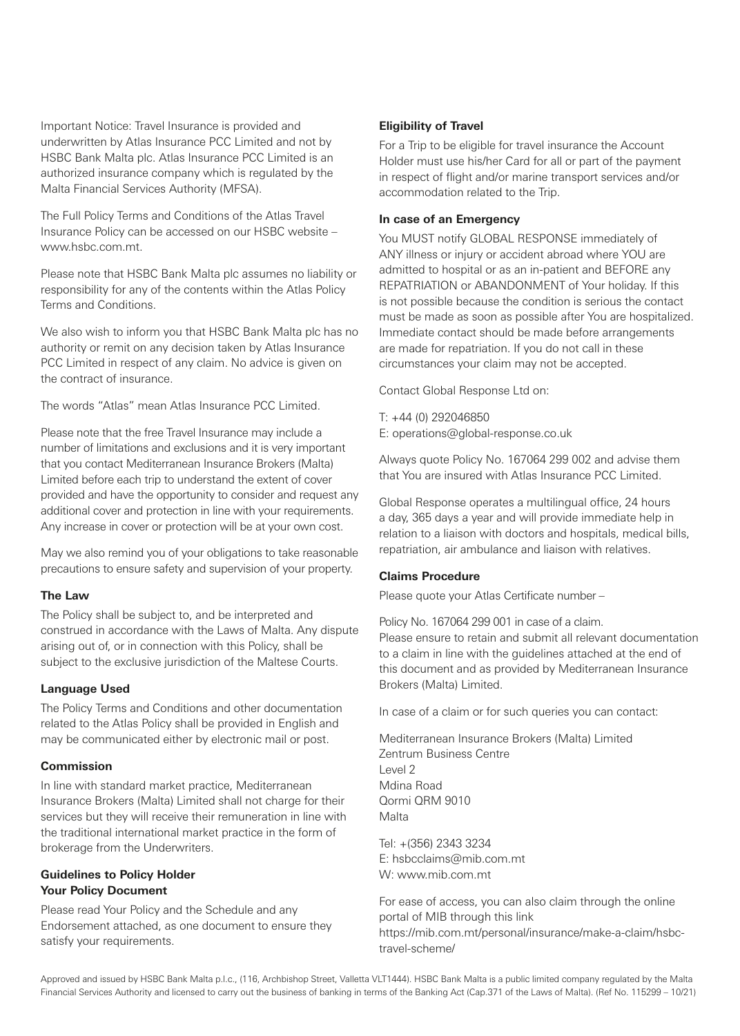Important Notice: Travel Insurance is provided and underwritten by Atlas Insurance PCC Limited and not by HSBC Bank Malta plc. Atlas Insurance PCC Limited is an authorized insurance company which is regulated by the Malta Financial Services Authority (MFSA).

The Full Policy Terms and Conditions of the Atlas Travel Insurance Policy can be accessed on our HSBC website – www.hsbc.com.mt.

Please note that HSBC Bank Malta plc assumes no liability or responsibility for any of the contents within the Atlas Policy Terms and Conditions.

We also wish to inform you that HSBC Bank Malta plc has no authority or remit on any decision taken by Atlas Insurance PCC Limited in respect of any claim. No advice is given on the contract of insurance.

The words "Atlas" mean Atlas Insurance PCC Limited.

Please note that the free Travel Insurance may include a number of limitations and exclusions and it is very important that you contact Mediterranean Insurance Brokers (Malta) Limited before each trip to understand the extent of cover provided and have the opportunity to consider and request any additional cover and protection in line with your requirements. Any increase in cover or protection will be at your own cost.

May we also remind you of your obligations to take reasonable precautions to ensure safety and supervision of your property.

**The Law**

The Policy shall be subject to, and be interpreted and construed in accordance with the Laws of Malta. Any dispute arising out of, or in connection with this Policy, shall be subject to the exclusive jurisdiction of the Maltese Courts.

**Language Used**

The Policy Terms and Conditions and other documentation related to the Atlas Policy shall be provided in English and may be communicated either by electronic mail or post.

**Commission**

In line with standard market practice, Mediterranean Insurance Brokers (Malta) Limited shall not charge for their services but they will receive their remuneration in line with the traditional international market practice in the form of brokerage from the Underwriters.

**Guidelines to Policy Holder**
**Your Policy Document**

Please read Your Policy and the Schedule and any Endorsement attached, as one document to ensure they satisfy your requirements.

**Eligibility of Travel**

For a Trip to be eligible for travel insurance the Account Holder must use his/her Card for all or part of the payment in respect of flight and/or marine transport services and/or accommodation related to the Trip.

**In case of an Emergency**

You MUST notify GLOBAL RESPONSE immediately of ANY illness or injury or accident abroad where YOU are admitted to hospital or as an in-patient and BEFORE any REPATRIATION or ABANDONMENT of Your holiday. If this is not possible because the condition is serious the contact must be made as soon as possible after You are hospitalized. Immediate contact should be made before arrangements are made for repatriation. If you do not call in these circumstances your claim may not be accepted.

Contact Global Response Ltd on:

T: +44 (0) 292046850
E: operations@global-response.co.uk

Always quote Policy No. 167064 299 002 and advise them that You are insured with Atlas Insurance PCC Limited.

Global Response operates a multilingual office, 24 hours a day, 365 days a year and will provide immediate help in relation to a liaison with doctors and hospitals, medical bills, repatriation, air ambulance and liaison with relatives.

**Claims Procedure**

Please quote your Atlas Certificate number –

Policy No. 167064 299 001 in case of a claim.
Please ensure to retain and submit all relevant documentation to a claim in line with the guidelines attached at the end of this document and as provided by Mediterranean Insurance Brokers (Malta) Limited.

In case of a claim or for such queries you can contact:

Mediterranean Insurance Brokers (Malta) Limited
Zentrum Business Centre
Level 2
Mdina Road
Qormi QRM 9010
Malta

Tel: +(356) 2343 3234
E: hsbcclaims@mib.com.mt
W: www.mib.com.mt

For ease of access, you can also claim through the online portal of MIB through this link
https://mib.com.mt/personal/insurance/make-a-claim/hsbc-travel-scheme/

Approved and issued by HSBC Bank Malta p.l.c., (116, Archbishop Street, Valletta VLT1444). HSBC Bank Malta is a public limited company regulated by the Malta Financial Services Authority and licensed to carry out the business of banking in terms of the Banking Act (Cap.371 of the Laws of Malta). (Ref No. 115299 – 10/21)